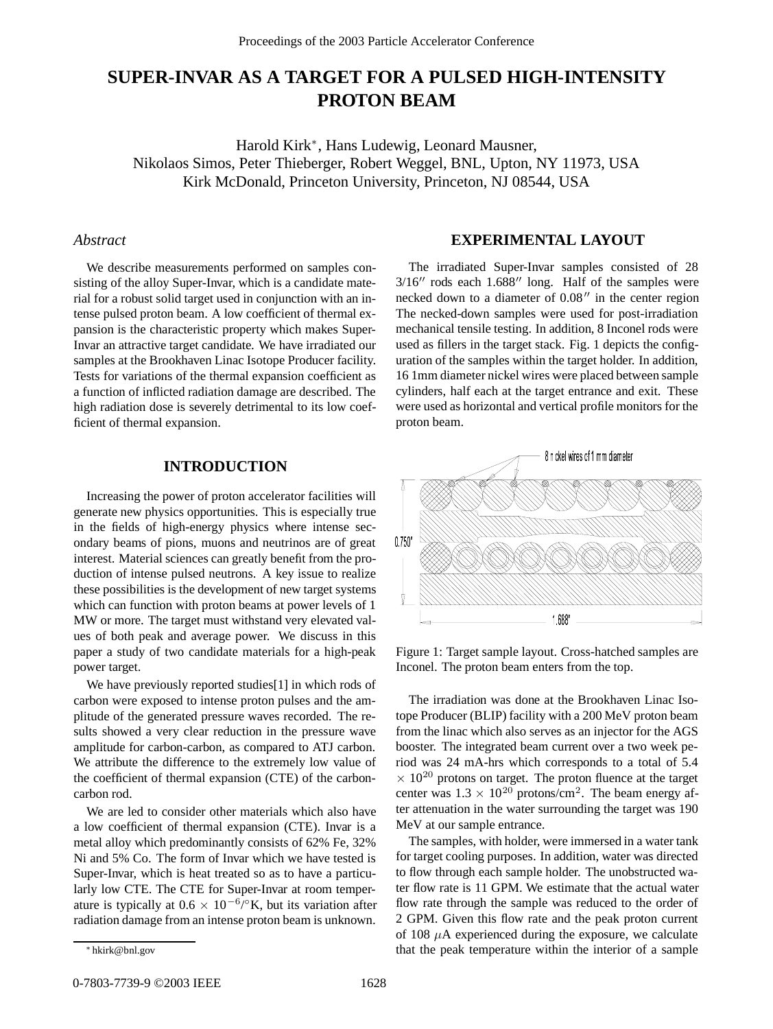# SUPER-INVAR AS A TARGET FOR A PULSED HIGH-INTENSITY PROTON BEAM

Harold Kirk*, Hans Ludewig, Leonard Mausner,
Nikolaos Simos, Peter Thieberger, Robert Weggel, BNL, Upton, NY 11973, USA
Kirk McDonald, Princeton University, Princeton, NJ 08544, USA

*Abstract*

We describe measurements performed on samples consisting of the alloy Super-Invar, which is a candidate material for a robust solid target used in conjunction with an intense pulsed proton beam. A low coefficient of thermal expansion is the characteristic property which makes Super-Invar an attractive target candidate. We have irradiated our samples at the Brookhaven Linac Isotope Producer facility. Tests for variations of the thermal expansion coefficient as a function of inflicted radiation damage are described. The high radiation dose is severely detrimental to its low coefficient of thermal expansion.

## INTRODUCTION

Increasing the power of proton accelerator facilities will generate new physics opportunities. This is especially true in the fields of high-energy physics where intense secondary beams of pions, muons and neutrinos are of great interest. Material sciences can greatly benefit from the production of intense pulsed neutrons. A key issue to realize these possibilities is the development of new target systems which can function with proton beams at power levels of 1 MW or more. The target must withstand very elevated values of both peak and average power. We discuss in this paper a study of two candidate materials for a high-peak power target.

We have previously reported studies[1] in which rods of carbon were exposed to intense proton pulses and the amplitude of the generated pressure waves recorded. The results showed a very clear reduction in the pressure wave amplitude for carbon-carbon, as compared to ATJ carbon. We attribute the difference to the extremely low value of the coefficient of thermal expansion (CTE) of the carbon-carbon rod.

We are led to consider other materials which also have a low coefficient of thermal expansion (CTE). Invar is a metal alloy which predominantly consists of 62% Fe, 32% Ni and 5% Co. The form of Invar which we have tested is Super-Invar, which is heat treated so as to have a particularly low CTE. The CTE for Super-Invar at room temperature is typically at $0.6 \times 10^{-6}/^{\circ}$K, but its variation after radiation damage from an intense proton beam is unknown.

* hkirk@bnl.gov

## EXPERIMENTAL LAYOUT

The irradiated Super-Invar samples consisted of 28 3/16″ rods each 1.688″ long. Half of the samples were necked down to a diameter of 0.08″ in the center region The necked-down samples were used for post-irradiation mechanical tensile testing. In addition, 8 Inconel rods were used as fillers in the target stack. Fig. 1 depicts the configuration of the samples within the target holder. In addition, 16 1mm diameter nickel wires were placed between sample cylinders, half each at the target entrance and exit. These were used as horizontal and vertical profile monitors for the proton beam.

8 nickel wires of 1 mm diameter

0.750"

1.688"

Figure 1: Target sample layout. Cross-hatched samples are Inconel. The proton beam enters from the top.

The irradiation was done at the Brookhaven Linac Isotope Producer (BLIP) facility with a 200 MeV proton beam from the linac which also serves as an injector for the AGS booster. The integrated beam current over a two week period was 24 mA-hrs which corresponds to a total of 5.4 $\times 10^{20}$ protons on target. The proton fluence at the target center was $1.3 \times 10^{20}$ protons/cm$^2$. The beam energy after attenuation in the water surrounding the target was 190 MeV at our sample entrance.

The samples, with holder, were immersed in a water tank for target cooling purposes. In addition, water was directed to flow through each sample holder. The unobstructed water flow rate is 11 GPM. We estimate that the actual water flow rate through the sample was reduced to the order of 2 GPM. Given this flow rate and the peak proton current of 108 $\mu$A experienced during the exposure, we calculate that the peak temperature within the interior of a sample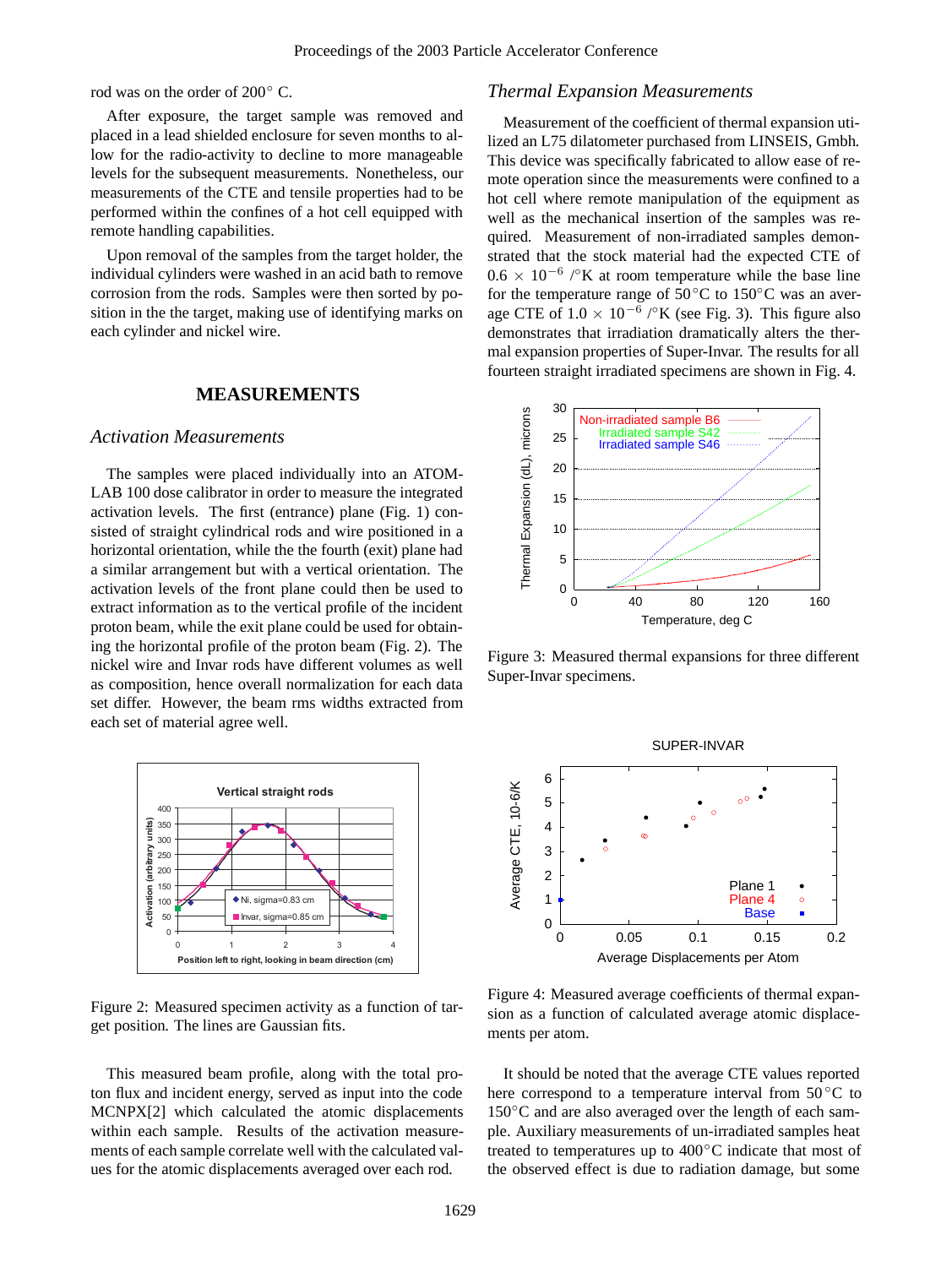rod was on the order of 200° C.

After exposure, the target sample was removed and placed in a lead shielded enclosure for seven months to allow for the radio-activity to decline to more manageable levels for the subsequent measurements. Nonetheless, our measurements of the CTE and tensile properties had to be performed within the confines of a hot cell equipped with remote handling capabilities.

Upon removal of the samples from the target holder, the individual cylinders were washed in an acid bath to remove corrosion from the rods. Samples were then sorted by position in the the target, making use of identifying marks on each cylinder and nickel wire.

## MEASUREMENTS

### *Activation Measurements*

The samples were placed individually into an ATOMLAB 100 dose calibrator in order to measure the integrated activation levels. The first (entrance) plane (Fig. 1) consisted of straight cylindrical rods and wire positioned in a horizontal orientation, while the the fourth (exit) plane had a similar arrangement but with a vertical orientation. The activation levels of the front plane could then be used to extract information as to the vertical profile of the incident proton beam, while the exit plane could be used for obtaining the horizontal profile of the proton beam (Fig. 2). The nickel wire and Invar rods have different volumes as well as composition, hence overall normalization for each data set differ. However, the beam rms widths extracted from each set of material agree well.

Vertical straight rods

Activation (arbitrary units)

400
350
300
250
200
150
100
50
0

0
1
2
3
4

Ni, sigma=0.83 cm
Invar, sigma=0.85 cm

Position left to right, looking in beam direction (cm)

Figure 2: Measured specimen activity as a function of target position. The lines are Gaussian fits.

This measured beam profile, along with the total proton flux and incident energy, served as input into the code MCNPX[2] which calculated the atomic displacements within each sample. Results of the activation measurements of each sample correlate well with the calculated values for the atomic displacements averaged over each rod.

### *Thermal Expansion Measurements*

Measurement of the coefficient of thermal expansion utilized an L75 dilatometer purchased from LINSEIS, Gmbh. This device was specifically fabricated to allow ease of remote operation since the measurements were confined to a hot cell where remote manipulation of the equipment as well as the mechanical insertion of the samples was required. Measurement of non-irradiated samples demonstrated that the stock material had the expected CTE of $0.6 \times 10^{-6}$ /°K at room temperature while the base line for the temperature range of 50°C to 150°C was an average CTE of $1.0 \times 10^{-6}$ /°K (see Fig. 3). This figure also demonstrates that irradiation dramatically alters the thermal expansion properties of Super-Invar. The results for all fourteen straight irradiated specimens are shown in Fig. 4.

Thermal Expansion (dL), microns

30
25
20
15
10
5
0

0
40
80
120
160

Temperature, deg C

Non-irradiated sample B6
Irradiated sample S42
Irradiated sample S46

Figure 3: Measured thermal expansions for three different Super-Invar specimens.

SUPER-INVAR

Average CTE, 10-6/K

6
5
4
3
2
1
0

0
0.05
0.1
0.15
0.2

Average Displacements per Atom

Plane 1
Plane 4
Base

Figure 4: Measured average coefficients of thermal expansion as a function of calculated average atomic displacements per atom.

It should be noted that the average CTE values reported here correspond to a temperature interval from 50°C to 150°C and are also averaged over the length of each sample. Auxiliary measurements of un-irradiated samples heat treated to temperatures up to 400°C indicate that most of the observed effect is due to radiation damage, but some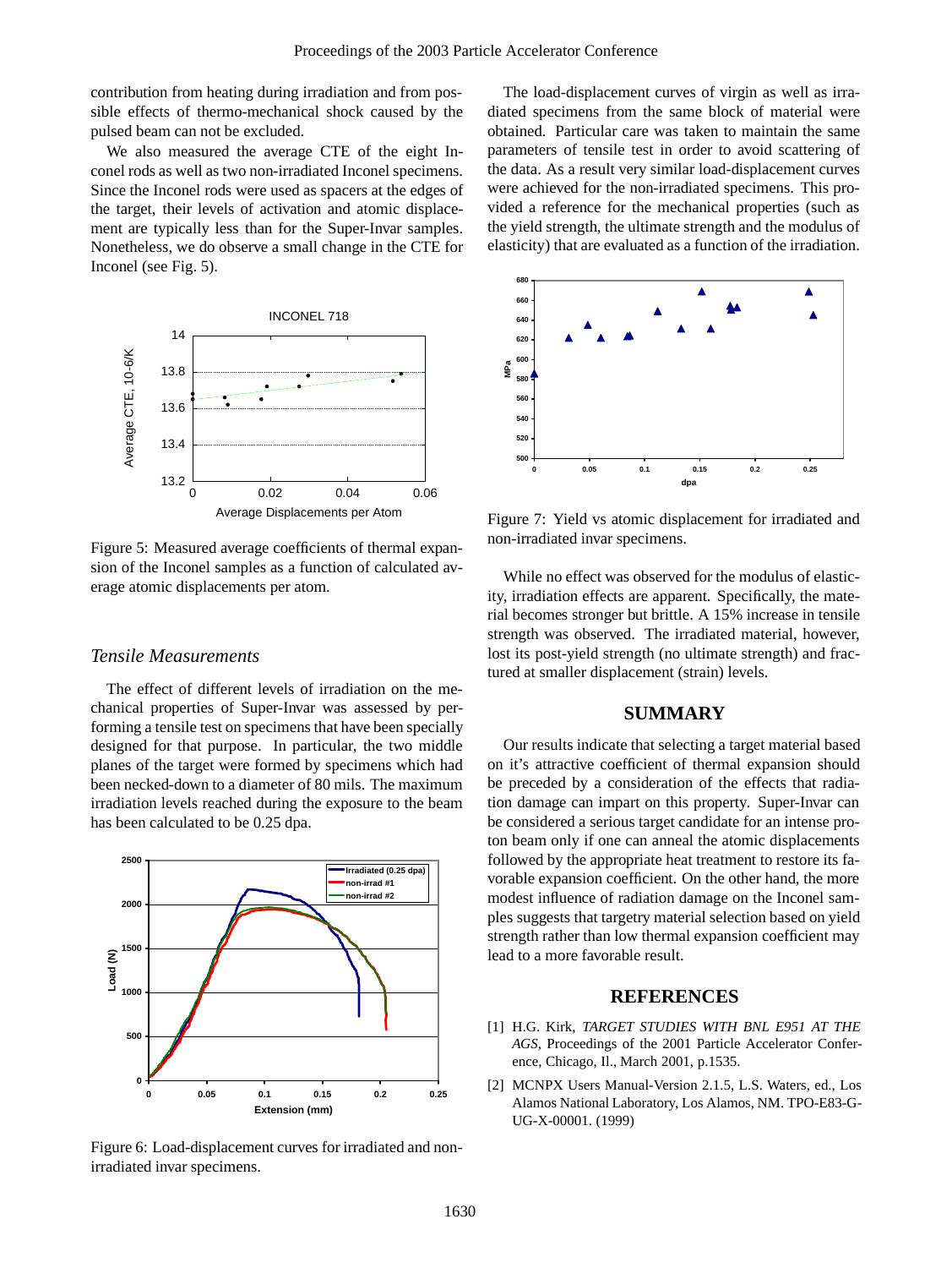contribution from heating during irradiation and from possible effects of thermo-mechanical shock caused by the pulsed beam can not be excluded.

We also measured the average CTE of the eight Inconel rods as well as two non-irradiated Inconel specimens. Since the Inconel rods were used as spacers at the edges of the target, their levels of activation and atomic displacement are typically less than for the Super-Invar samples. Nonetheless, we do observe a small change in the CTE for Inconel (see Fig. 5).

INCONEL 718

Average CTE, 10-6/K

14
13.8
13.6
13.4
13.2

0
0.02
0.04
0.06

Average Displacements per Atom

Figure 5: Measured average coefficients of thermal expansion of the Inconel samples as a function of calculated average atomic displacements per atom.

### *Tensile Measurements*

The effect of different levels of irradiation on the mechanical properties of Super-Invar was assessed by performing a tensile test on specimens that have been specially designed for that purpose. In particular, the two middle planes of the target were formed by specimens which had been necked-down to a diameter of 80 mils. The maximum irradiation levels reached during the exposure to the beam has been calculated to be 0.25 dpa.

Irradiated (0.25 dpa)
non-irrad #1
non-irrad #2

Load (N)

2500
2000
1500
1000
500
0

0
0.05
0.1
0.15
0.2
0.25

Extension (mm)

Figure 6: Load-displacement curves for irradiated and non-irradiated invar specimens.

The load-displacement curves of virgin as well as irradiated specimens from the same block of material were obtained. Particular care was taken to maintain the same parameters of tensile test in order to avoid scattering of the data. As a result very similar load-displacement curves were achieved for the non-irradiated specimens. This provided a reference for the mechanical properties (such as the yield strength, the ultimate strength and the modulus of elasticity) that are evaluated as a function of the irradiation.

MPa

680
660
640
620
600
580
560
540
520
500

0
0.05
0.1
0.15
0.2
0.25

dpa

Figure 7: Yield vs atomic displacement for irradiated and non-irradiated invar specimens.

While no effect was observed for the modulus of elasticity, irradiation effects are apparent. Specifically, the material becomes stronger but brittle. A 15% increase in tensile strength was observed. The irradiated material, however, lost its post-yield strength (no ultimate strength) and fractured at smaller displacement (strain) levels.

## SUMMARY

Our results indicate that selecting a target material based on it's attractive coefficient of thermal expansion should be preceded by a consideration of the effects that radiation damage can impart on this property. Super-Invar can be considered a serious target candidate for an intense proton beam only if one can anneal the atomic displacements followed by the appropriate heat treatment to restore its favorable expansion coefficient. On the other hand, the more modest influence of radiation damage on the Inconel samples suggests that targetry material selection based on yield strength rather than low thermal expansion coefficient may lead to a more favorable result.

## REFERENCES

[1] H.G. Kirk, *TARGET STUDIES WITH BNL E951 AT THE AGS*, Proceedings of the 2001 Particle Accelerator Conference, Chicago, Il., March 2001, p.1535.

[2] MCNPX Users Manual-Version 2.1.5, L.S. Waters, ed., Los Alamos National Laboratory, Los Alamos, NM. TPO-E83-G-UG-X-00001. (1999)